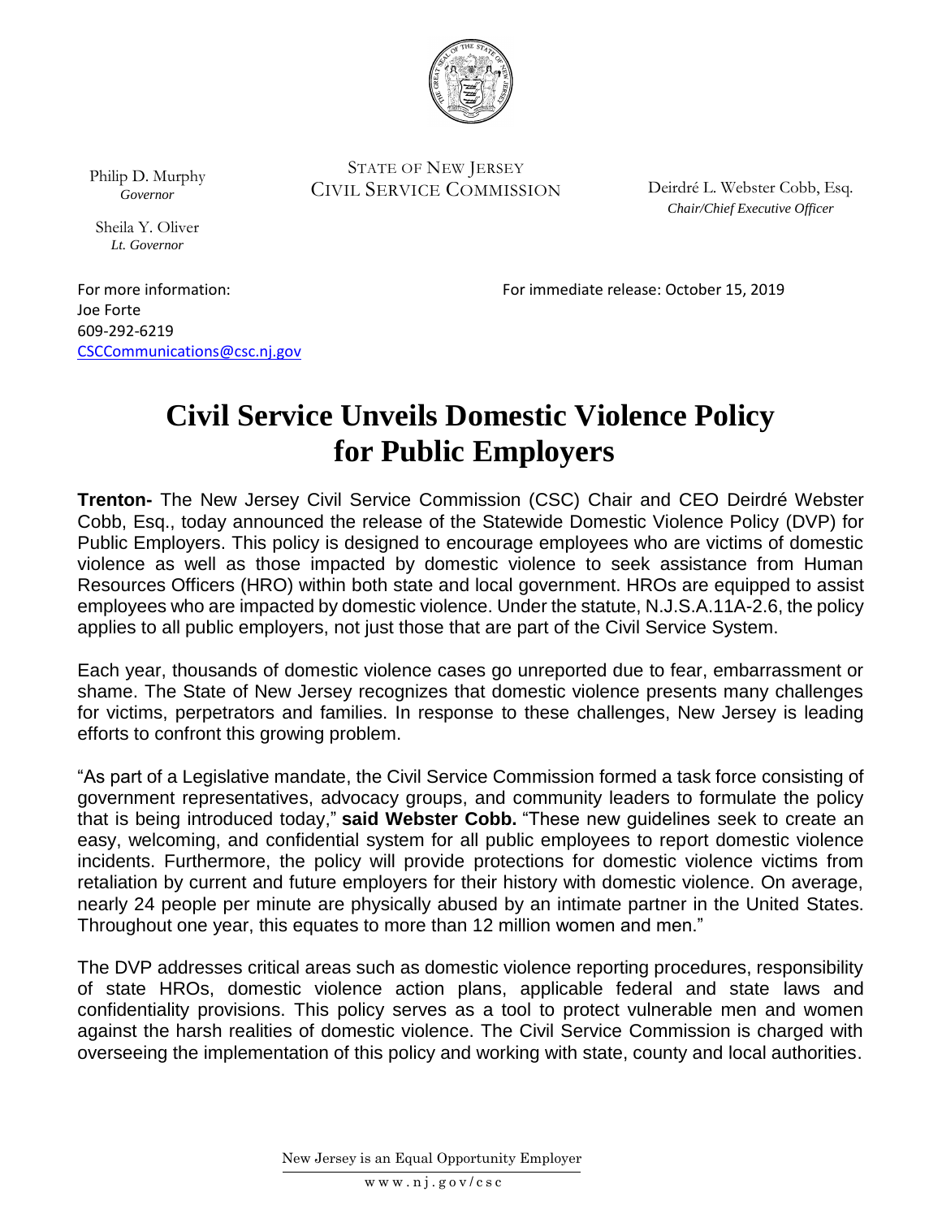Philip D. Murphy
*Governor*

Sheila Y. Oliver
*Lt. Governor*

STATE OF NEW JERSEY
CIVIL SERVICE COMMISSION

Deirdré L. Webster Cobb, Esq.
*Chair/Chief Executive Officer*

For more information:
Joe Forte
609-292-6219
CSCCommunications@csc.nj.gov

For immediate release: October 15, 2019

# Civil Service Unveils Domestic Violence Policy for Public Employers

**Trenton-** The New Jersey Civil Service Commission (CSC) Chair and CEO Deirdré Webster Cobb, Esq., today announced the release of the Statewide Domestic Violence Policy (DVP) for Public Employers. This policy is designed to encourage employees who are victims of domestic violence as well as those impacted by domestic violence to seek assistance from Human Resources Officers (HRO) within both state and local government. HROs are equipped to assist employees who are impacted by domestic violence. Under the statute, N.J.S.A.11A-2.6, the policy applies to all public employers, not just those that are part of the Civil Service System.

Each year, thousands of domestic violence cases go unreported due to fear, embarrassment or shame. The State of New Jersey recognizes that domestic violence presents many challenges for victims, perpetrators and families. In response to these challenges, New Jersey is leading efforts to confront this growing problem.

"As part of a Legislative mandate, the Civil Service Commission formed a task force consisting of government representatives, advocacy groups, and community leaders to formulate the policy that is being introduced today," **said Webster Cobb.** "These new guidelines seek to create an easy, welcoming, and confidential system for all public employees to report domestic violence incidents. Furthermore, the policy will provide protections for domestic violence victims from retaliation by current and future employers for their history with domestic violence. On average, nearly 24 people per minute are physically abused by an intimate partner in the United States. Throughout one year, this equates to more than 12 million women and men."

The DVP addresses critical areas such as domestic violence reporting procedures, responsibility of state HROs, domestic violence action plans, applicable federal and state laws and confidentiality provisions. This policy serves as a tool to protect vulnerable men and women against the harsh realities of domestic violence. The Civil Service Commission is charged with overseeing the implementation of this policy and working with state, county and local authorities.

New Jersey is an Equal Opportunity Employer

www.nj.gov/csc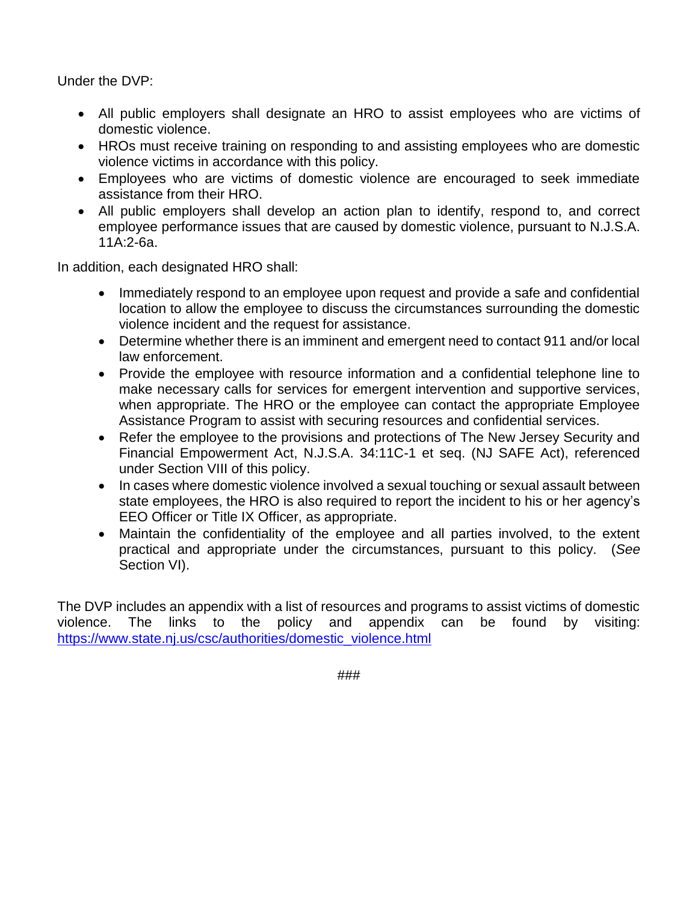Under the DVP:

- All public employers shall designate an HRO to assist employees who are victims of domestic violence.
- HROs must receive training on responding to and assisting employees who are domestic violence victims in accordance with this policy.
- Employees who are victims of domestic violence are encouraged to seek immediate assistance from their HRO.
- All public employers shall develop an action plan to identify, respond to, and correct employee performance issues that are caused by domestic violence, pursuant to N.J.S.A. 11A:2-6a.

In addition, each designated HRO shall:

- Immediately respond to an employee upon request and provide a safe and confidential location to allow the employee to discuss the circumstances surrounding the domestic violence incident and the request for assistance.
- Determine whether there is an imminent and emergent need to contact 911 and/or local law enforcement.
- Provide the employee with resource information and a confidential telephone line to make necessary calls for services for emergent intervention and supportive services, when appropriate. The HRO or the employee can contact the appropriate Employee Assistance Program to assist with securing resources and confidential services.
- Refer the employee to the provisions and protections of The New Jersey Security and Financial Empowerment Act, N.J.S.A. 34:11C-1 et seq. (NJ SAFE Act), referenced under Section VIII of this policy.
- In cases where domestic violence involved a sexual touching or sexual assault between state employees, the HRO is also required to report the incident to his or her agency's EEO Officer or Title IX Officer, as appropriate.
- Maintain the confidentiality of the employee and all parties involved, to the extent practical and appropriate under the circumstances, pursuant to this policy. (*See* Section VI).

The DVP includes an appendix with a list of resources and programs to assist victims of domestic violence. The links to the policy and appendix can be found by visiting: [https://www.state.nj.us/csc/authorities/domestic_violence.html](https://www.state.nj.us/csc/authorities/domestic_violence.html)

###